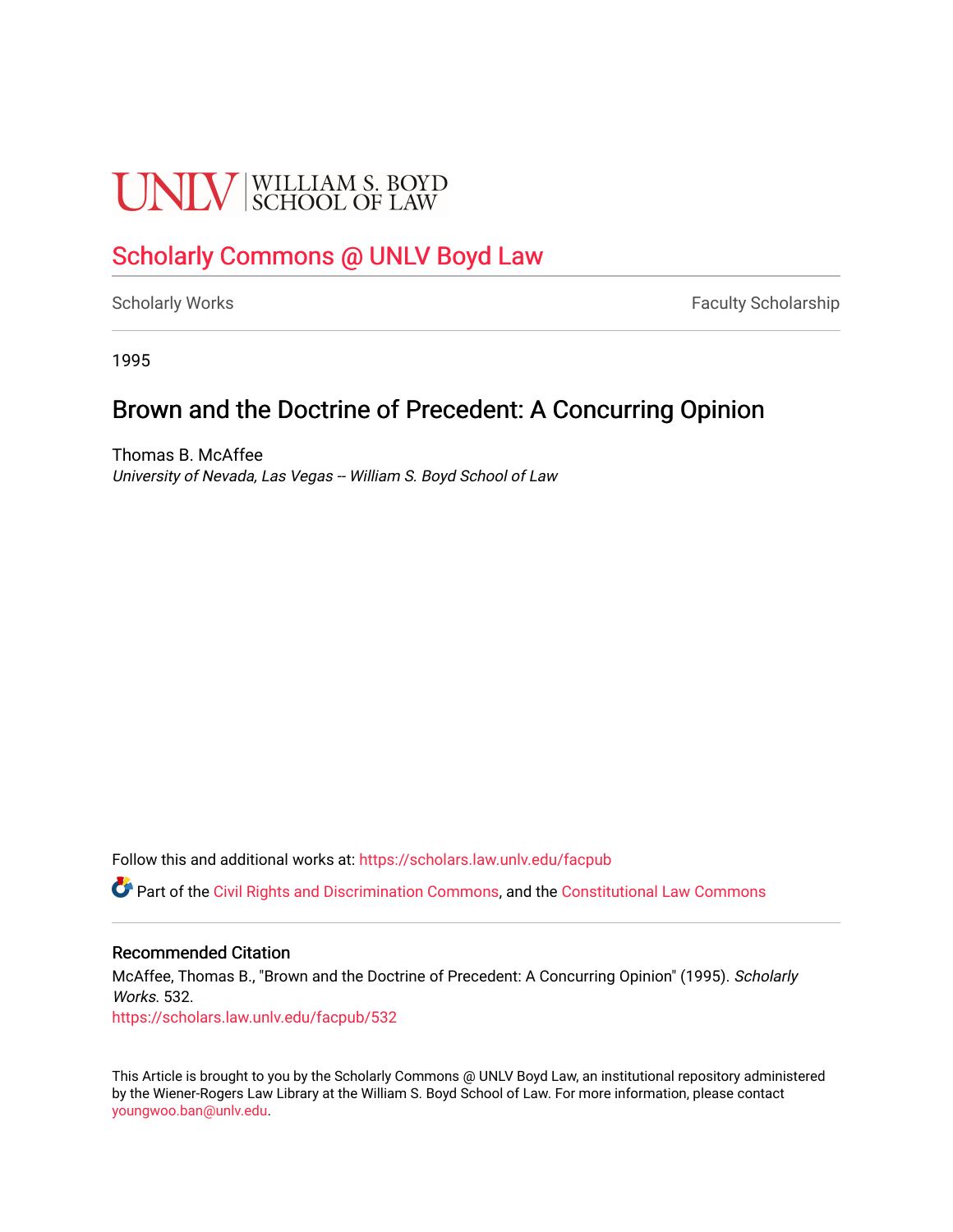UNLV | WILLIAM S. BOYD SCHOOL OF LAW

# Scholarly Commons @ UNLV Boyd Law

Scholarly Works | Faculty Scholarship

1995

## Brown and the Doctrine of Precedent: A Concurring Opinion

Thomas B. McAffee
*University of Nevada, Las Vegas -- William S. Boyd School of Law*

Follow this and additional works at: https://scholars.law.unlv.edu/facpub

Part of the Civil Rights and Discrimination Commons, and the Constitutional Law Commons

### Recommended Citation

McAffee, Thomas B., "Brown and the Doctrine of Precedent: A Concurring Opinion" (1995). *Scholarly Works*. 532.
https://scholars.law.unlv.edu/facpub/532

This Article is brought to you by the Scholarly Commons @ UNLV Boyd Law, an institutional repository administered by the Wiener-Rogers Law Library at the William S. Boyd School of Law. For more information, please contact youngwoo.ban@unlv.edu.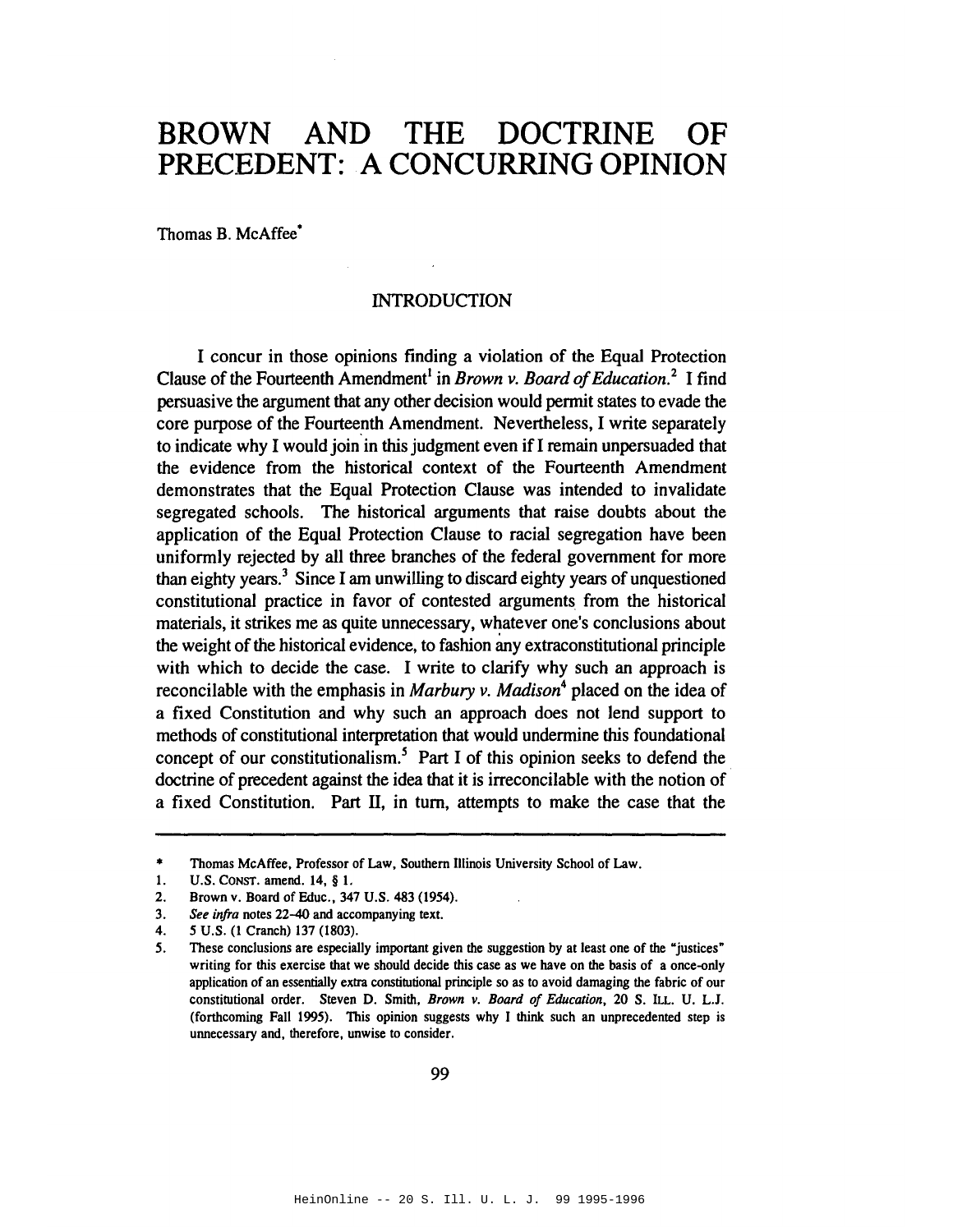# BROWN AND THE DOCTRINE OF PRECEDENT: A CONCURRING OPINION

Thomas B. McAffee*

## INTRODUCTION

I concur in those opinions finding a violation of the Equal Protection Clause of the Fourteenth Amendment[1] in *Brown v. Board of Education.*[2] I find persuasive the argument that any other decision would permit states to evade the core purpose of the Fourteenth Amendment. Nevertheless, I write separately to indicate why I would join in this judgment even if I remain unpersuaded that the evidence from the historical context of the Fourteenth Amendment demonstrates that the Equal Protection Clause was intended to invalidate segregated schools. The historical arguments that raise doubts about the application of the Equal Protection Clause to racial segregation have been uniformly rejected by all three branches of the federal government for more than eighty years.[3] Since I am unwilling to discard eighty years of unquestioned constitutional practice in favor of contested arguments from the historical materials, it strikes me as quite unnecessary, whatever one's conclusions about the weight of the historical evidence, to fashion any extraconstitutional principle with which to decide the case. I write to clarify why such an approach is reconcilable with the emphasis in *Marbury v. Madison*[4] placed on the idea of a fixed Constitution and why such an approach does not lend support to methods of constitutional interpretation that would undermine this foundational concept of our constitutionalism.[5] Part I of this opinion seeks to defend the doctrine of precedent against the idea that it is irreconcilable with the notion of a fixed Constitution. Part II, in turn, attempts to make the case that the

---

\* Thomas McAffee, Professor of Law, Southern Illinois University School of Law.

1. U.S. CONST. amend. 14, § 1.
2. Brown v. Board of Educ., 347 U.S. 483 (1954).
3. *See infra* notes 22–40 and accompanying text.
4. 5 U.S. (1 Cranch) 137 (1803).
5. These conclusions are especially important given the suggestion by at least one of the "justices" writing for this exercise that we should decide this case as we have on the basis of a once-only application of an essentially extra constitutional principle so as to avoid damaging the fabric of our constitutional order. Steven D. Smith, *Brown v. Board of Education*, 20 S. ILL. U. L.J. (forthcoming Fall 1995). This opinion suggests why I think such an unprecedented step is unnecessary and, therefore, unwise to consider.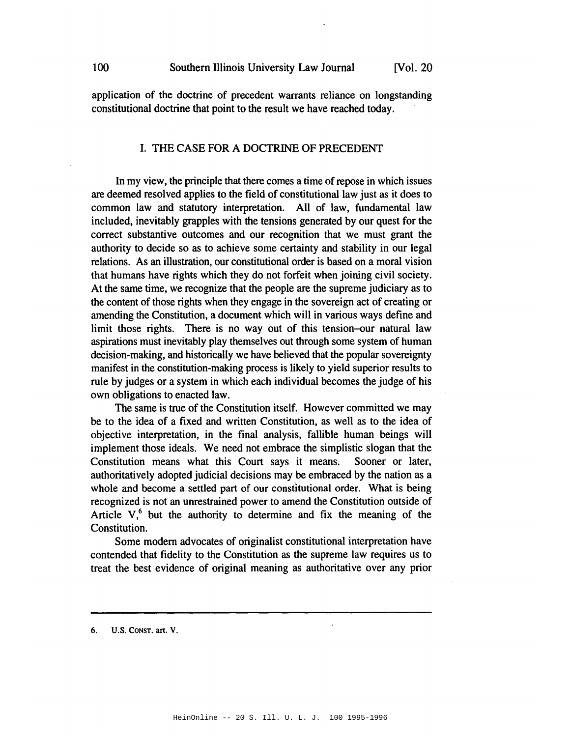application of the doctrine of precedent warrants reliance on longstanding constitutional doctrine that point to the result we have reached today.

## I. THE CASE FOR A DOCTRINE OF PRECEDENT

In my view, the principle that there comes a time of repose in which issues are deemed resolved applies to the field of constitutional law just as it does to common law and statutory interpretation. All of law, fundamental law included, inevitably grapples with the tensions generated by our quest for the correct substantive outcomes and our recognition that we must grant the authority to decide so as to achieve some certainty and stability in our legal relations. As an illustration, our constitutional order is based on a moral vision that humans have rights which they do not forfeit when joining civil society. At the same time, we recognize that the people are the supreme judiciary as to the content of those rights when they engage in the sovereign act of creating or amending the Constitution, a document which will in various ways define and limit those rights. There is no way out of this tension–our natural law aspirations must inevitably play themselves out through some system of human decision-making, and historically we have believed that the popular sovereignty manifest in the constitution-making process is likely to yield superior results to rule by judges or a system in which each individual becomes the judge of his own obligations to enacted law.

The same is true of the Constitution itself. However committed we may be to the idea of a fixed and written Constitution, as well as to the idea of objective interpretation, in the final analysis, fallible human beings will implement those ideals. We need not embrace the simplistic slogan that the Constitution means what this Court says it means. Sooner or later, authoritatively adopted judicial decisions may be embraced by the nation as a whole and become a settled part of our constitutional order. What is being recognized is not an unrestrained power to amend the Constitution outside of Article V,[6] but the authority to determine and fix the meaning of the Constitution.

Some modern advocates of originalist constitutional interpretation have contended that fidelity to the Constitution as the supreme law requires us to treat the best evidence of original meaning as authoritative over any prior

6. U.S. CONST. art. V.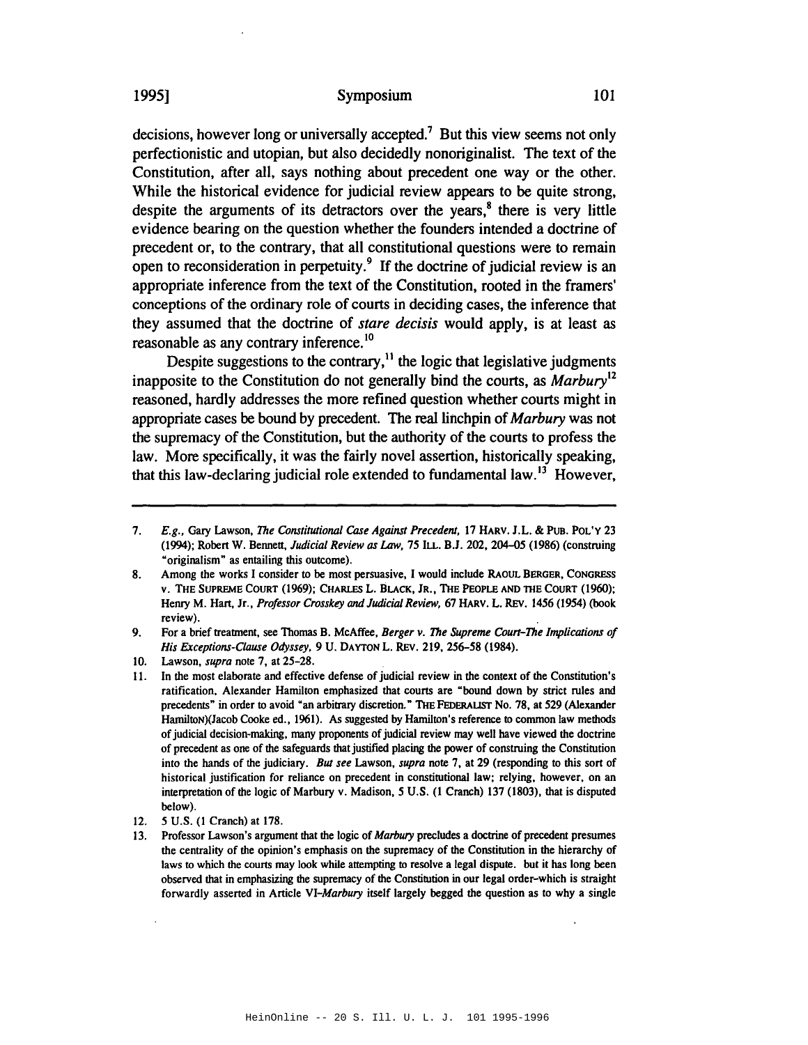decisions, however long or universally accepted.[7] But this view seems not only perfectionistic and utopian, but also decidedly nonoriginalist. The text of the Constitution, after all, says nothing about precedent one way or the other. While the historical evidence for judicial review appears to be quite strong, despite the arguments of its detractors over the years,[8] there is very little evidence bearing on the question whether the founders intended a doctrine of precedent or, to the contrary, that all constitutional questions were to remain open to reconsideration in perpetuity.[9] If the doctrine of judicial review is an appropriate inference from the text of the Constitution, rooted in the framers' conceptions of the ordinary role of courts in deciding cases, the inference that they assumed that the doctrine of *stare decisis* would apply, is at least as reasonable as any contrary inference.[10]

Despite suggestions to the contrary,[11] the logic that legislative judgments inapposite to the Constitution do not generally bind the courts, as *Marbury*[12] reasoned, hardly addresses the more refined question whether courts might in appropriate cases be bound by precedent. The real linchpin of *Marbury* was not the supremacy of the Constitution, but the authority of the courts to profess the law. More specifically, it was the fairly novel assertion, historically speaking, that this law-declaring judicial role extended to fundamental law.[13] However,

---

7. *E.g.*, Gary Lawson, *The Constitutional Case Against Precedent*, 17 HARV. J.L. & PUB. POL'Y 23 (1994); Robert W. Bennett, *Judicial Review as Law*, 75 ILL. B.J. 202, 204–05 (1986) (construing "originalism" as entailing this outcome).

8. Among the works I consider to be most persuasive, I would include RAOUL BERGER, CONGRESS v. THE SUPREME COURT (1969); CHARLES L. BLACK, JR., THE PEOPLE AND THE COURT (1960); Henry M. Hart, Jr., *Professor Crosskey and Judicial Review*, 67 HARV. L. REV. 1456 (1954) (book review).

9. For a brief treatment, see Thomas B. McAffee, *Berger v. The Supreme Court–The Implications of His Exceptions-Clause Odyssey*, 9 U. DAYTON L. REV. 219, 256–58 (1984).

10. Lawson, *supra* note 7, at 25–28.

11. In the most elaborate and effective defense of judicial review in the context of the Constitution's ratification, Alexander Hamilton emphasized that courts are "bound down by strict rules and precedents" in order to avoid "an arbitrary discretion." THE FEDERALIST No. 78, at 529 (Alexander Hamilton)(Jacob Cooke ed., 1961). As suggested by Hamilton's reference to common law methods of judicial decision-making, many proponents of judicial review may well have viewed the doctrine of precedent as one of the safeguards that justified placing the power of construing the Constitution into the hands of the judiciary. *But see* Lawson, *supra* note 7, at 29 (responding to this sort of historical justification for reliance on precedent in constitutional law; relying, however, on an interpretation of the logic of Marbury v. Madison, 5 U.S. (1 Cranch) 137 (1803), that is disputed below).

12. 5 U.S. (1 Cranch) at 178.

13. Professor Lawson's argument that the logic of *Marbury* precludes a doctrine of precedent presumes the centrality of the opinion's emphasis on the supremacy of the Constitution in the hierarchy of laws to which the courts may look while attempting to resolve a legal dispute. but it has long been observed that in emphasizing the supremacy of the Constitution in our legal order–which is straight forwardly asserted in Article VI–*Marbury* itself largely begged the question as to why a single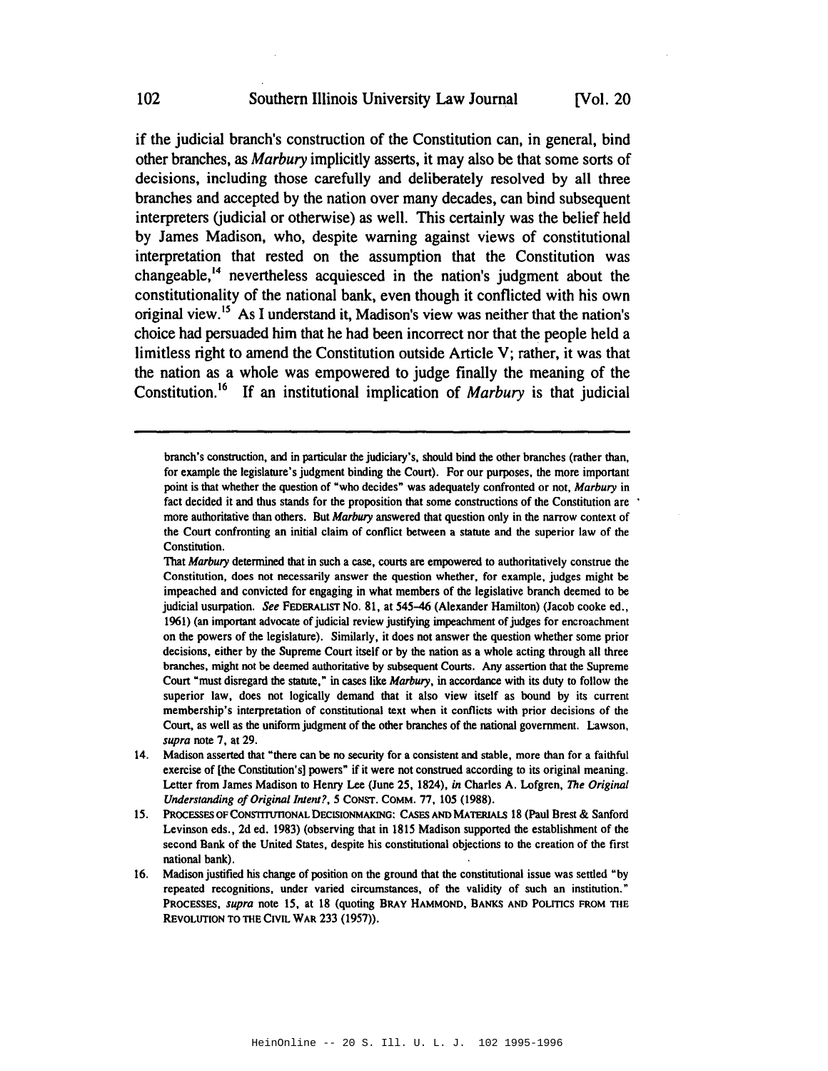if the judicial branch's construction of the Constitution can, in general, bind other branches, as *Marbury* implicitly asserts, it may also be that some sorts of decisions, including those carefully and deliberately resolved by all three branches and accepted by the nation over many decades, can bind subsequent interpreters (judicial or otherwise) as well. This certainly was the belief held by James Madison, who, despite warning against views of constitutional interpretation that rested on the assumption that the Constitution was changeable,[14] nevertheless acquiesced in the nation's judgment about the constitutionality of the national bank, even though it conflicted with his own original view.[15] As I understand it, Madison's view was neither that the nation's choice had persuaded him that he had been incorrect nor that the people held a limitless right to amend the Constitution outside Article V; rather, it was that the nation as a whole was empowered to judge finally the meaning of the Constitution.[16] If an institutional implication of *Marbury* is that judicial

---

branch's construction, and in particular the judiciary's, should bind the other branches (rather than, for example the legislature's judgment binding the Court). For our purposes, the more important point is that whether the question of "who decides" was adequately confronted or not, *Marbury* in fact decided it and thus stands for the proposition that some constructions of the Constitution are more authoritative than others. But *Marbury* answered that question only in the narrow context of the Court confronting an initial claim of conflict between a statute and the superior law of the Constitution.

That *Marbury* determined that in such a case, courts are empowered to authoritatively construe the Constitution, does not necessarily answer the question whether, for example, judges might be impeached and convicted for engaging in what members of the legislative branch deemed to be judicial usurpation. *See* FEDERALIST NO. 81, at 545–46 (Alexander Hamilton) (Jacob cooke ed., 1961) (an important advocate of judicial review justifying impeachment of judges for encroachment on the powers of the legislature). Similarly, it does not answer the question whether some prior decisions, either by the Supreme Court itself or by the nation as a whole acting through all three branches, might not be deemed authoritative by subsequent Courts. Any assertion that the Supreme Court "must disregard the statute," in cases like *Marbury*, in accordance with its duty to follow the superior law, does not logically demand that it also view itself as bound by its current membership's interpretation of constitutional text when it conflicts with prior decisions of the Court, as well as the uniform judgment of the other branches of the national government. Lawson, *supra* note 7, at 29.

14. Madison asserted that "there can be no security for a consistent and stable, more than for a faithful exercise of [the Constitution's] powers" if it were not construed according to its original meaning. Letter from James Madison to Henry Lee (June 25, 1824), *in* Charles A. Lofgren, *The Original Understanding of Original Intent?*, 5 CONST. COMM. 77, 105 (1988).

15. PROCESSES OF CONSTITUTIONAL DECISIONMAKING: CASES AND MATERIALS 18 (Paul Brest & Sanford Levinson eds., 2d ed. 1983) (observing that in 1815 Madison supported the establishment of the second Bank of the United States, despite his constitutional objections to the creation of the first national bank).

16. Madison justified his change of position on the ground that the constitutional issue was settled "by repeated recognitions, under varied circumstances, of the validity of such an institution." PROCESSES, *supra* note 15, at 18 (quoting BRAY HAMMOND, BANKS AND POLITICS FROM THE REVOLUTION TO THE CIVIL WAR 233 (1957)).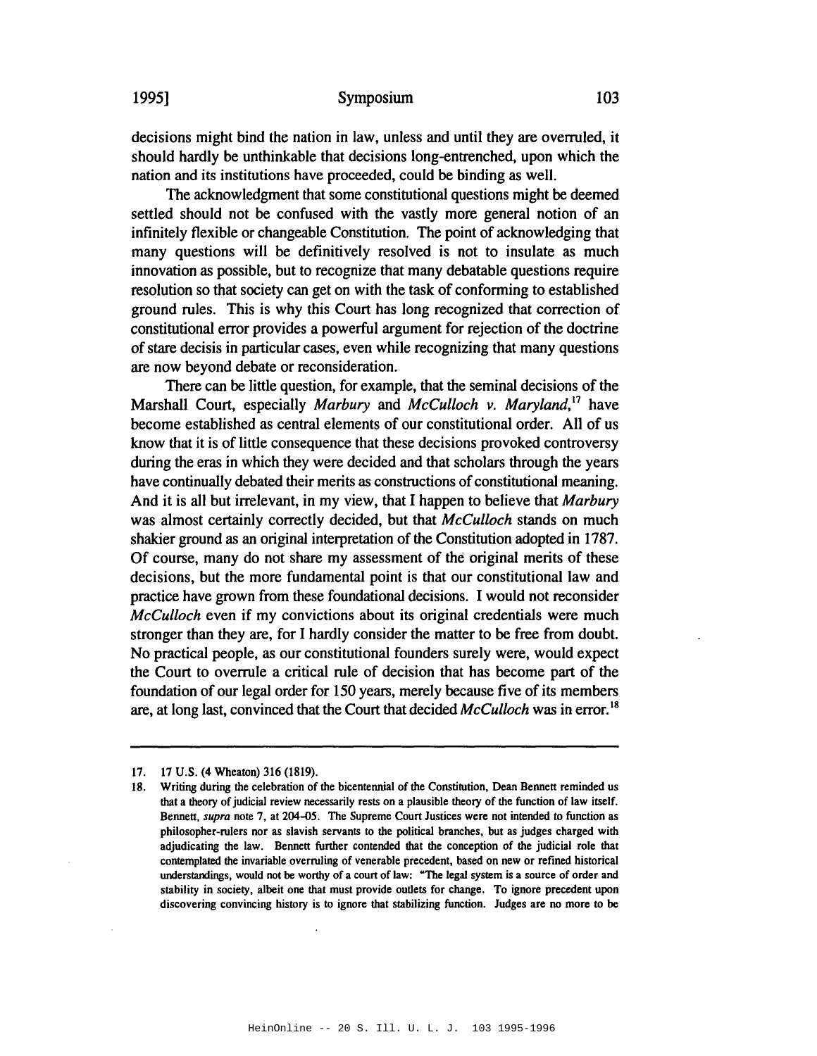decisions might bind the nation in law, unless and until they are overruled, it should hardly be unthinkable that decisions long-entrenched, upon which the nation and its institutions have proceeded, could be binding as well.

The acknowledgment that some constitutional questions might be deemed settled should not be confused with the vastly more general notion of an infinitely flexible or changeable Constitution. The point of acknowledging that many questions will be definitively resolved is not to insulate as much innovation as possible, but to recognize that many debatable questions require resolution so that society can get on with the task of conforming to established ground rules. This is why this Court has long recognized that correction of constitutional error provides a powerful argument for rejection of the doctrine of stare decisis in particular cases, even while recognizing that many questions are now beyond debate or reconsideration.

There can be little question, for example, that the seminal decisions of the Marshall Court, especially *Marbury* and *McCulloch v. Maryland*,[17] have become established as central elements of our constitutional order. All of us know that it is of little consequence that these decisions provoked controversy during the eras in which they were decided and that scholars through the years have continually debated their merits as constructions of constitutional meaning. And it is all but irrelevant, in my view, that I happen to believe that *Marbury* was almost certainly correctly decided, but that *McCulloch* stands on much shakier ground as an original interpretation of the Constitution adopted in 1787. Of course, many do not share my assessment of the original merits of these decisions, but the more fundamental point is that our constitutional law and practice have grown from these foundational decisions. I would not reconsider *McCulloch* even if my convictions about its original credentials were much stronger than they are, for I hardly consider the matter to be free from doubt. No practical people, as our constitutional founders surely were, would expect the Court to overrule a critical rule of decision that has become part of the foundation of our legal order for 150 years, merely because five of its members are, at long last, convinced that the Court that decided *McCulloch* was in error.[18]

---

17. 17 U.S. (4 Wheaton) 316 (1819).

18. Writing during the celebration of the bicentennial of the Constitution, Dean Bennett reminded us that a theory of judicial review necessarily rests on a plausible theory of the function of law itself. Bennett, *supra* note 7, at 204–05. The Supreme Court Justices were not intended to function as philosopher-rulers nor as slavish servants to the political branches, but as judges charged with adjudicating the law. Bennett further contended that the conception of the judicial role that contemplated the invariable overruling of venerable precedent, based on new or refined historical understandings, would not be worthy of a court of law: "The legal system is a source of order and stability in society, albeit one that must provide outlets for change. To ignore precedent upon discovering convincing history is to ignore that stabilizing function. Judges are no more to be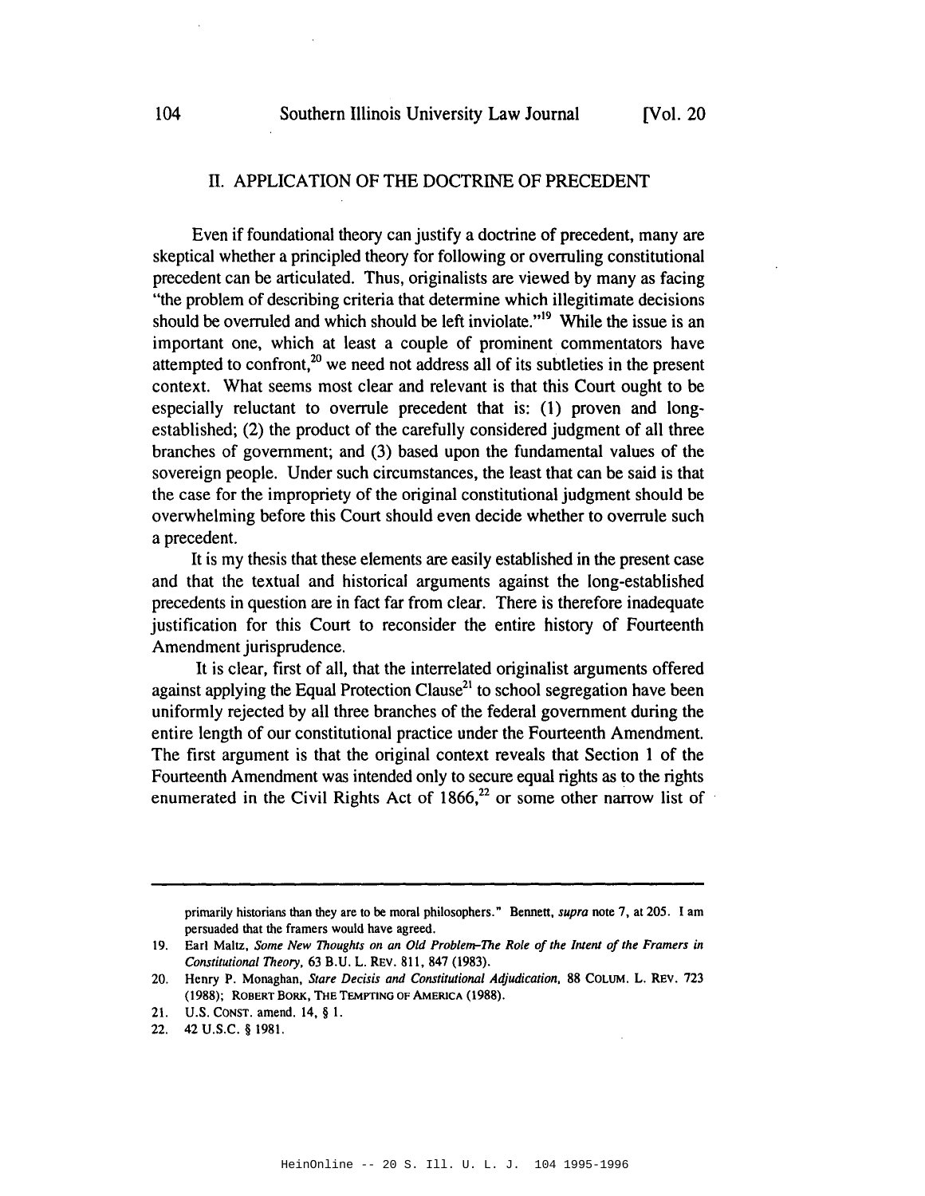## II. APPLICATION OF THE DOCTRINE OF PRECEDENT

Even if foundational theory can justify a doctrine of precedent, many are skeptical whether a principled theory for following or overruling constitutional precedent can be articulated. Thus, originalists are viewed by many as facing "the problem of describing criteria that determine which illegitimate decisions should be overruled and which should be left inviolate."[19] While the issue is an important one, which at least a couple of prominent commentators have attempted to confront,[20] we need not address all of its subtleties in the present context. What seems most clear and relevant is that this Court ought to be especially reluctant to overrule precedent that is: (1) proven and long-established; (2) the product of the carefully considered judgment of all three branches of government; and (3) based upon the fundamental values of the sovereign people. Under such circumstances, the least that can be said is that the case for the impropriety of the original constitutional judgment should be overwhelming before this Court should even decide whether to overrule such a precedent.

It is my thesis that these elements are easily established in the present case and that the textual and historical arguments against the long-established precedents in question are in fact far from clear. There is therefore inadequate justification for this Court to reconsider the entire history of Fourteenth Amendment jurisprudence.

It is clear, first of all, that the interrelated originalist arguments offered against applying the Equal Protection Clause[21] to school segregation have been uniformly rejected by all three branches of the federal government during the entire length of our constitutional practice under the Fourteenth Amendment. The first argument is that the original context reveals that Section 1 of the Fourteenth Amendment was intended only to secure equal rights as to the rights enumerated in the Civil Rights Act of 1866,[22] or some other narrow list of

---

primarily historians than they are to be moral philosophers." Bennett, *supra* note 7, at 205. I am persuaded that the framers would have agreed.

19. Earl Maltz, *Some New Thoughts on an Old Problem–The Role of the Intent of the Framers in Constitutional Theory*, 63 B.U. L. REV. 811, 847 (1983).

20. Henry P. Monaghan, *Stare Decisis and Constitutional Adjudication*, 88 COLUM. L. REV. 723 (1988); ROBERT BORK, THE TEMPTING OF AMERICA (1988).

21. U.S. CONST. amend. 14, § 1.

22. 42 U.S.C. § 1981.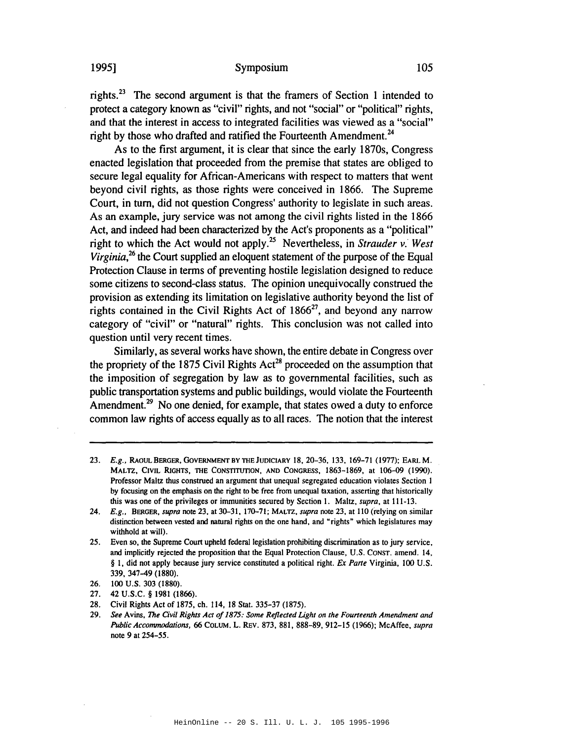rights.[23] The second argument is that the framers of Section 1 intended to protect a category known as "civil" rights, and not "social" or "political" rights, and that the interest in access to integrated facilities was viewed as a "social" right by those who drafted and ratified the Fourteenth Amendment.[24]

As to the first argument, it is clear that since the early 1870s, Congress enacted legislation that proceeded from the premise that states are obliged to secure legal equality for African-Americans with respect to matters that went beyond civil rights, as those rights were conceived in 1866. The Supreme Court, in turn, did not question Congress' authority to legislate in such areas. As an example, jury service was not among the civil rights listed in the 1866 Act, and indeed had been characterized by the Act's proponents as a "political" right to which the Act would not apply.[25] Nevertheless, in *Strauder v. West Virginia*,[26] the Court supplied an eloquent statement of the purpose of the Equal Protection Clause in terms of preventing hostile legislation designed to reduce some citizens to second-class status. The opinion unequivocally construed the provision as extending its limitation on legislative authority beyond the list of rights contained in the Civil Rights Act of 1866[27], and beyond any narrow category of "civil" or "natural" rights. This conclusion was not called into question until very recent times.

Similarly, as several works have shown, the entire debate in Congress over the propriety of the 1875 Civil Rights Act[28] proceeded on the assumption that the imposition of segregation by law as to governmental facilities, such as public transportation systems and public buildings, would violate the Fourteenth Amendment.[29] No one denied, for example, that states owed a duty to enforce common law rights of access equally as to all races. The notion that the interest

---

23. *E.g.*, RAOUL BERGER, GOVERNMENT BY THE JUDICIARY 18, 20–36, 133, 169–71 (1977); EARL M. MALTZ, CIVIL RIGHTS, THE CONSTITUTION, AND CONGRESS, 1863–1869, at 106–09 (1990). Professor Maltz thus construed an argument that unequal segregated education violates Section 1 by focusing on the emphasis on the right to be free from unequal taxation, asserting that historically this was one of the privileges or immunities secured by Section 1. Maltz, *supra*, at 111-13.

24. *E.g.*, BERGER, *supra* note 23, at 30–31, 170–71; MALTZ, *supra* note 23, at 110 (relying on similar distinction between vested and natural rights on the one hand, and "rights" which legislatures may withhold at will).

25. Even so, the Supreme Court upheld federal legislation prohibiting discrimination as to jury service, and implicitly rejected the proposition that the Equal Protection Clause, U.S. CONST. amend. 14, § 1, did not apply because jury service constituted a political right. *Ex Parte* Virginia, 100 U.S. 339, 347–49 (1880).

26. 100 U.S. 303 (1880).

27. 42 U.S.C. § 1981 (1866).

28. Civil Rights Act of 1875, ch. 114, 18 Stat. 335–37 (1875).

29. *See* Avins, *The Civil Rights Act of 1875: Some Reflected Light on the Fourteenth Amendment and Public Accommodations*, 66 COLUM. L. REV. 873, 881, 888–89, 912–15 (1966); McAffee, *supra* note 9 at 254–55.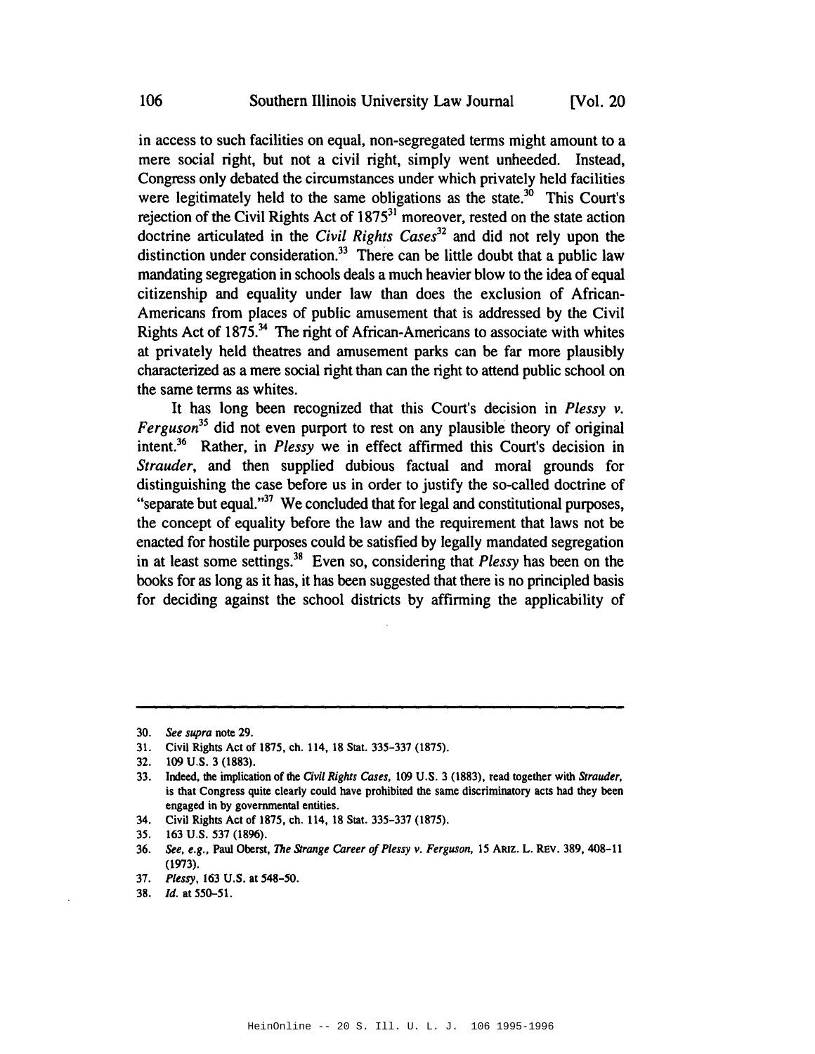in access to such facilities on equal, non-segregated terms might amount to a mere social right, but not a civil right, simply went unheeded. Instead, Congress only debated the circumstances under which privately held facilities were legitimately held to the same obligations as the state.[30] This Court's rejection of the Civil Rights Act of 1875[31] moreover, rested on the state action doctrine articulated in the *Civil Rights Cases*[32] and did not rely upon the distinction under consideration.[33] There can be little doubt that a public law mandating segregation in schools deals a much heavier blow to the idea of equal citizenship and equality under law than does the exclusion of African-Americans from places of public amusement that is addressed by the Civil Rights Act of 1875.[34] The right of African-Americans to associate with whites at privately held theatres and amusement parks can be far more plausibly characterized as a mere social right than can the right to attend public school on the same terms as whites.

It has long been recognized that this Court's decision in *Plessy v. Ferguson*[35] did not even purport to rest on any plausible theory of original intent.[36] Rather, in *Plessy* we in effect affirmed this Court's decision in *Strauder*, and then supplied dubious factual and moral grounds for distinguishing the case before us in order to justify the so-called doctrine of "separate but equal."[37] We concluded that for legal and constitutional purposes, the concept of equality before the law and the requirement that laws not be enacted for hostile purposes could be satisfied by legally mandated segregation in at least some settings.[38] Even so, considering that *Plessy* has been on the books for as long as it has, it has been suggested that there is no principled basis for deciding against the school districts by affirming the applicability of

---

30. *See supra* note 29.
31. Civil Rights Act of 1875, ch. 114, 18 Stat. 335-337 (1875).
32. 109 U.S. 3 (1883).
33. Indeed, the implication of the *Civil Rights Cases*, 109 U.S. 3 (1883), read together with *Strauder*, is that Congress quite clearly could have prohibited the same discriminatory acts had they been engaged in by governmental entities.
34. Civil Rights Act of 1875, ch. 114, 18 Stat. 335-337 (1875).
35. 163 U.S. 537 (1896).
36. *See, e.g.*, Paul Oberst, *The Strange Career of Plessy v. Ferguson*, 15 ARIZ. L. REV. 389, 408-11 (1973).
37. *Plessy*, 163 U.S. at 548-50.
38. *Id.* at 550-51.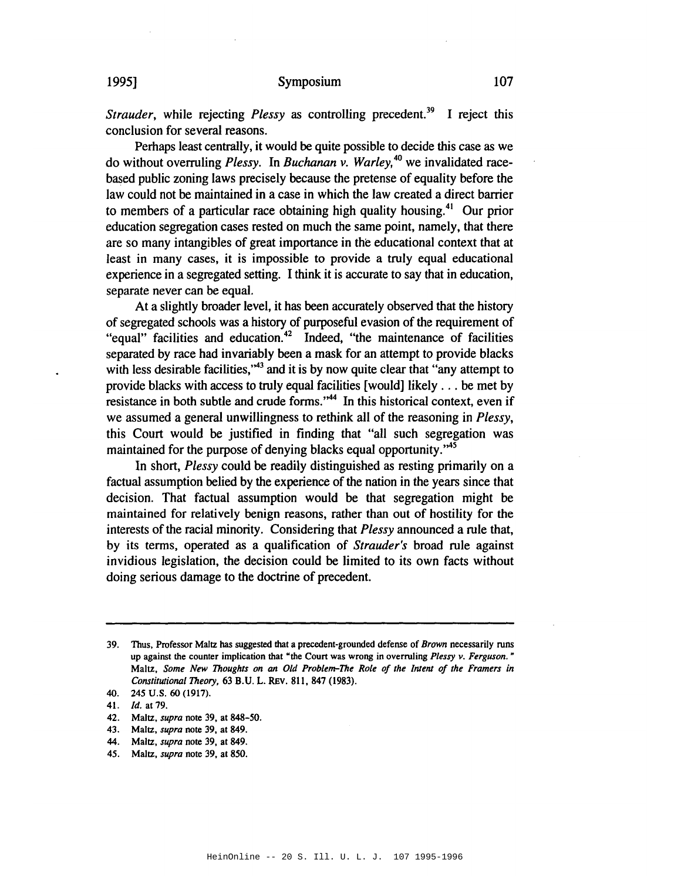*Strauder*, while rejecting *Plessy* as controlling precedent.[39] I reject this conclusion for several reasons.

Perhaps least centrally, it would be quite possible to decide this case as we do without overruling *Plessy*. In *Buchanan v. Warley*,[40] we invalidated race-based public zoning laws precisely because the pretense of equality before the law could not be maintained in a case in which the law created a direct barrier to members of a particular race obtaining high quality housing.[41] Our prior education segregation cases rested on much the same point, namely, that there are so many intangibles of great importance in the educational context that at least in many cases, it is impossible to provide a truly equal educational experience in a segregated setting. I think it is accurate to say that in education, separate never can be equal.

At a slightly broader level, it has been accurately observed that the history of segregated schools was a history of purposeful evasion of the requirement of "equal" facilities and education.[42] Indeed, "the maintenance of facilities separated by race had invariably been a mask for an attempt to provide blacks with less desirable facilities,"[43] and it is by now quite clear that "any attempt to provide blacks with access to truly equal facilities [would] likely . . . be met by resistance in both subtle and crude forms."[44] In this historical context, even if we assumed a general unwillingness to rethink all of the reasoning in *Plessy*, this Court would be justified in finding that "all such segregation was maintained for the purpose of denying blacks equal opportunity."[45]

In short, *Plessy* could be readily distinguished as resting primarily on a factual assumption belied by the experience of the nation in the years since that decision. That factual assumption would be that segregation might be maintained for relatively benign reasons, rather than out of hostility for the interests of the racial minority. Considering that *Plessy* announced a rule that, by its terms, operated as a qualification of *Strauder's* broad rule against invidious legislation, the decision could be limited to its own facts without doing serious damage to the doctrine of precedent.

---

39. Thus, Professor Maltz has suggested that a precedent-grounded defense of *Brown* necessarily runs up against the counter implication that "the Court was wrong in overruling *Plessy v. Ferguson.*" Maltz, *Some New Thoughts on an Old Problem-The Role of the Intent of the Framers in Constitutional Theory*, 63 B.U. L. REV. 811, 847 (1983).
40. 245 U.S. 60 (1917).
41. *Id.* at 79.
42. Maltz, *supra* note 39, at 848-50.
43. Maltz, *supra* note 39, at 849.
44. Maltz, *supra* note 39, at 849.
45. Maltz, *supra* note 39, at 850.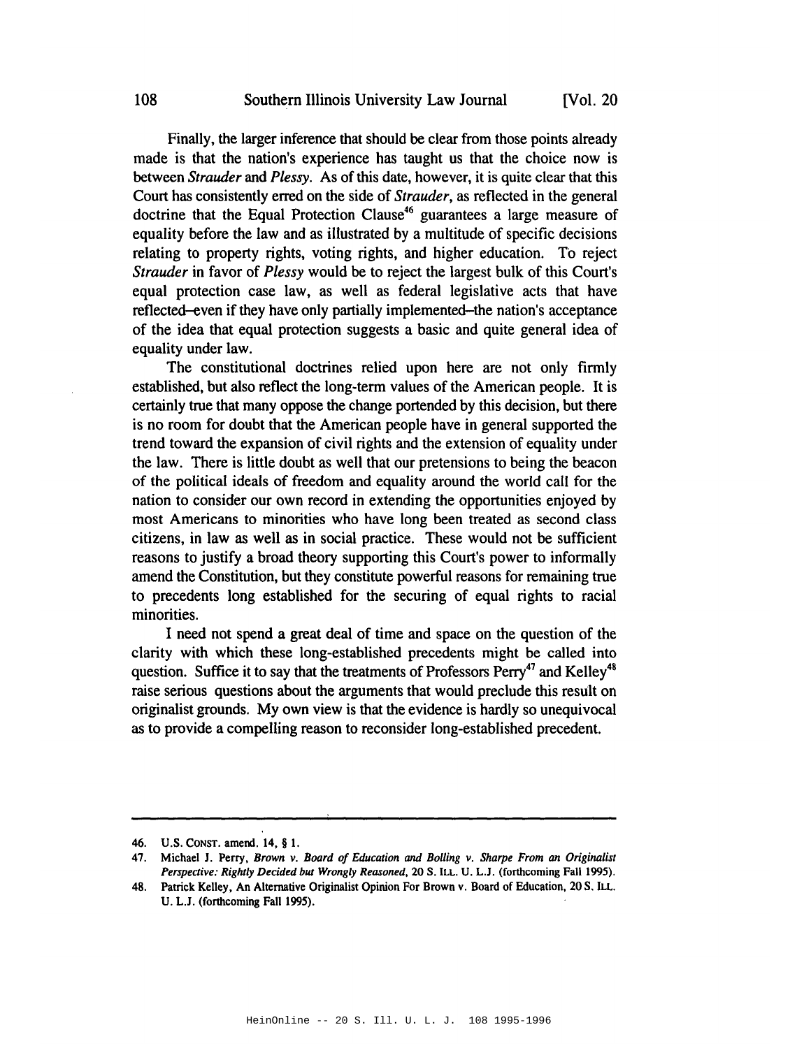Finally, the larger inference that should be clear from those points already made is that the nation's experience has taught us that the choice now is between *Strauder* and *Plessy*. As of this date, however, it is quite clear that this Court has consistently erred on the side of *Strauder*, as reflected in the general doctrine that the Equal Protection Clause[46] guarantees a large measure of equality before the law and as illustrated by a multitude of specific decisions relating to property rights, voting rights, and higher education. To reject *Strauder* in favor of *Plessy* would be to reject the largest bulk of this Court's equal protection case law, as well as federal legislative acts that have reflected–even if they have only partially implemented–the nation's acceptance of the idea that equal protection suggests a basic and quite general idea of equality under law.

The constitutional doctrines relied upon here are not only firmly established, but also reflect the long-term values of the American people. It is certainly true that many oppose the change portended by this decision, but there is no room for doubt that the American people have in general supported the trend toward the expansion of civil rights and the extension of equality under the law. There is little doubt as well that our pretensions to being the beacon of the political ideals of freedom and equality around the world call for the nation to consider our own record in extending the opportunities enjoyed by most Americans to minorities who have long been treated as second class citizens, in law as well as in social practice. These would not be sufficient reasons to justify a broad theory supporting this Court's power to informally amend the Constitution, but they constitute powerful reasons for remaining true to precedents long established for the securing of equal rights to racial minorities.

I need not spend a great deal of time and space on the question of the clarity with which these long-established precedents might be called into question. Suffice it to say that the treatments of Professors Perry[47] and Kelley[48] raise serious questions about the arguments that would preclude this result on originalist grounds. My own view is that the evidence is hardly so unequivocal as to provide a compelling reason to reconsider long-established precedent.

---

46. U.S. CONST. amend. 14, § 1.

47. Michael J. Perry, *Brown v. Board of Education and Bolling v. Sharpe From an Originalist Perspective: Rightly Decided but Wrongly Reasoned*, 20 S. ILL. U. L.J. (forthcoming Fall 1995).

48. Patrick Kelley, An Alternative Originalist Opinion For Brown v. Board of Education, 20 S. ILL. U. L.J. (forthcoming Fall 1995).